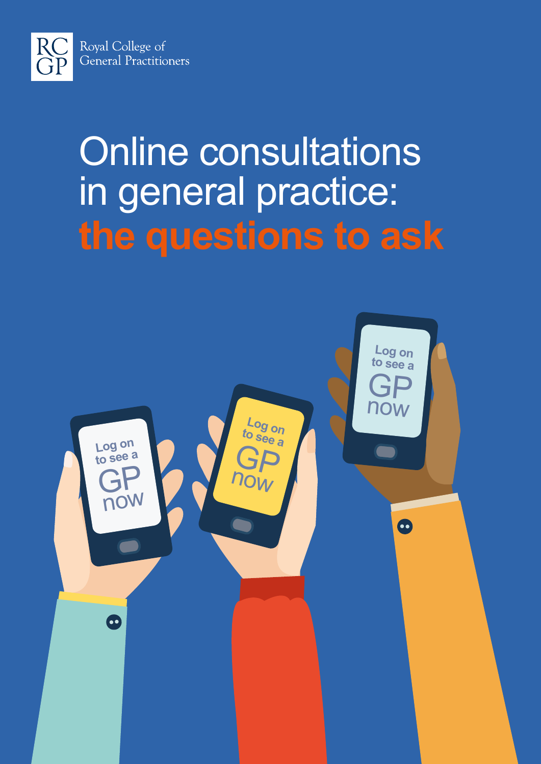Royal College of General Practitioners

# Online consultations in general practice: **the questions to ask**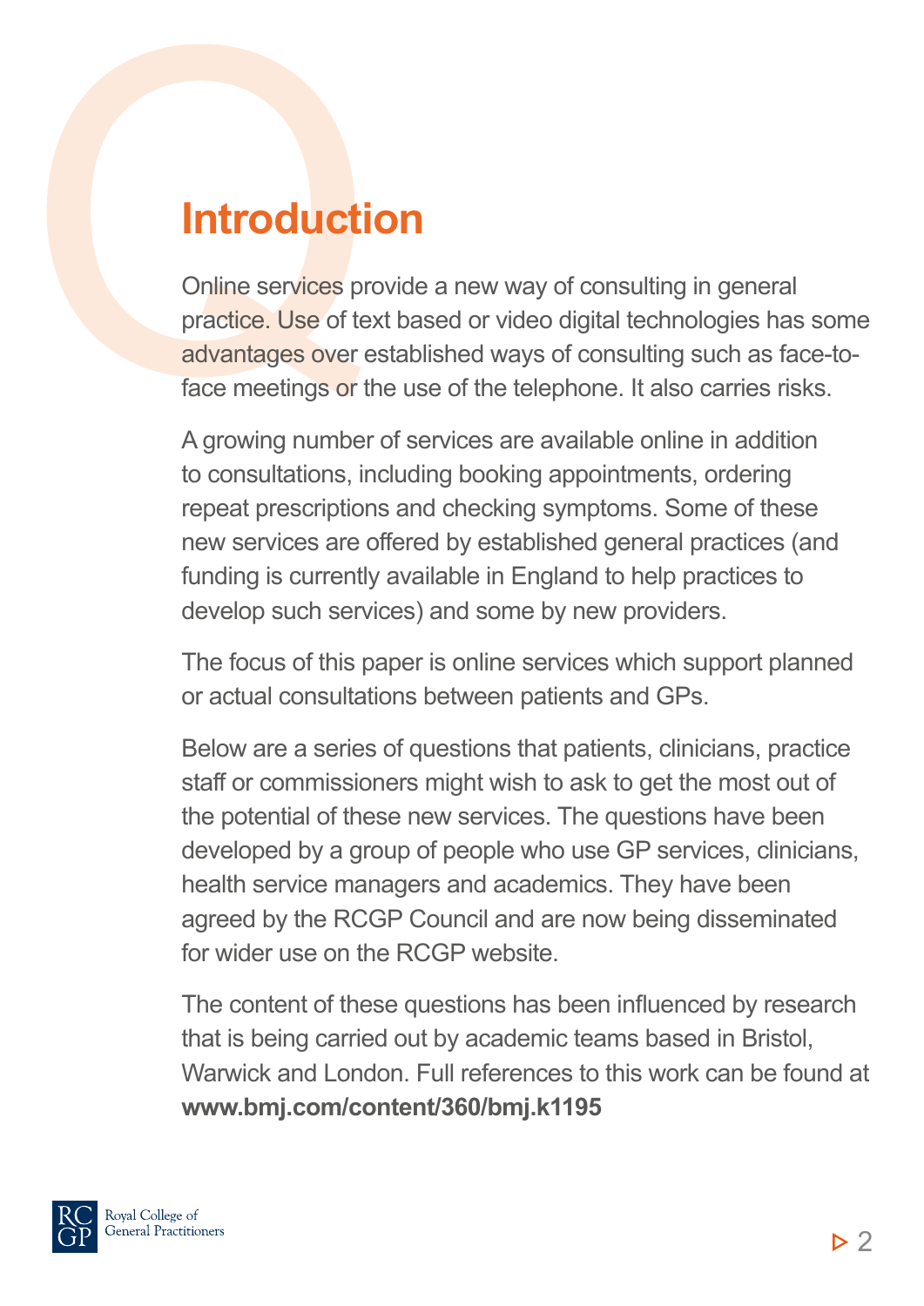# Introduction

Online services provide a new way of consulting in general practice. Use of text based or video digital technologies has some advantages over established ways of consulting such as face-to-face meetings or the use of the telephone. It also carries risks.

A growing number of services are available online in addition to consultations, including booking appointments, ordering repeat prescriptions and checking symptoms. Some of these new services are offered by established general practices (and funding is currently available in England to help practices to develop such services) and some by new providers.

The focus of this paper is online services which support planned or actual consultations between patients and GPs.

Below are a series of questions that patients, clinicians, practice staff or commissioners might wish to ask to get the most out of the potential of these new services. The questions have been developed by a group of people who use GP services, clinicians, health service managers and academics. They have been agreed by the RCGP Council and are now being disseminated for wider use on the RCGP website.

The content of these questions has been influenced by research that is being carried out by academic teams based in Bristol, Warwick and London. Full references to this work can be found at **www.bmj.com/content/360/bmj.k1195**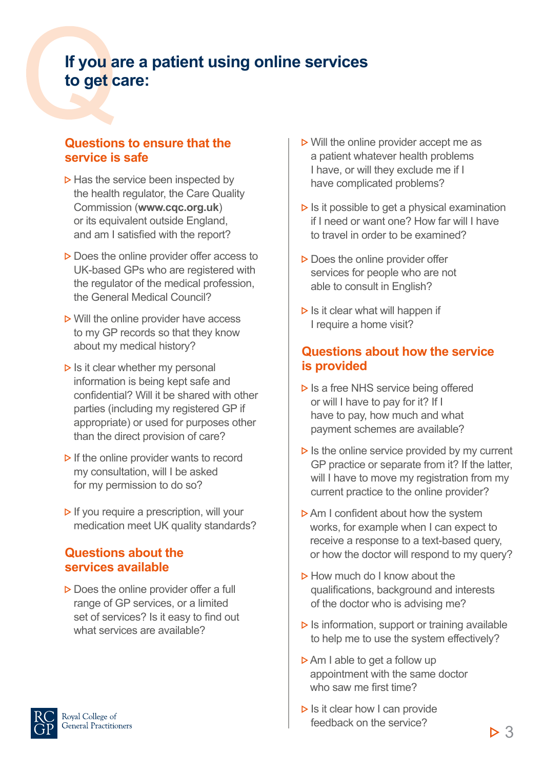# If you are a patient using online services to get care:

## Questions to ensure that the service is safe

- Has the service been inspected by the health regulator, the Care Quality Commission (**www.cqc.org.uk**) or its equivalent outside England, and am I satisfied with the report?
- Does the online provider offer access to UK-based GPs who are registered with the regulator of the medical profession, the General Medical Council?
- Will the online provider have access to my GP records so that they know about my medical history?
- Is it clear whether my personal information is being kept safe and confidential? Will it be shared with other parties (including my registered GP if appropriate) or used for purposes other than the direct provision of care?
- If the online provider wants to record my consultation, will I be asked for my permission to do so?
- If you require a prescription, will your medication meet UK quality standards?

## Questions about the services available

- Does the online provider offer a full range of GP services, or a limited set of services? Is it easy to find out what services are available?
- Will the online provider accept me as a patient whatever health problems I have, or will they exclude me if I have complicated problems?
- Is it possible to get a physical examination if I need or want one? How far will I have to travel in order to be examined?
- Does the online provider offer services for people who are not able to consult in English?
- Is it clear what will happen if I require a home visit?

## Questions about how the service is provided

- Is a free NHS service being offered or will I have to pay for it? If I have to pay, how much and what payment schemes are available?
- Is the online service provided by my current GP practice or separate from it? If the latter, will I have to move my registration from my current practice to the online provider?
- Am I confident about how the system works, for example when I can expect to receive a response to a text-based query, or how the doctor will respond to my query?
- How much do I know about the qualifications, background and interests of the doctor who is advising me?
- Is information, support or training available to help me to use the system effectively?
- Am I able to get a follow up appointment with the same doctor who saw me first time?
- Is it clear how I can provide feedback on the service?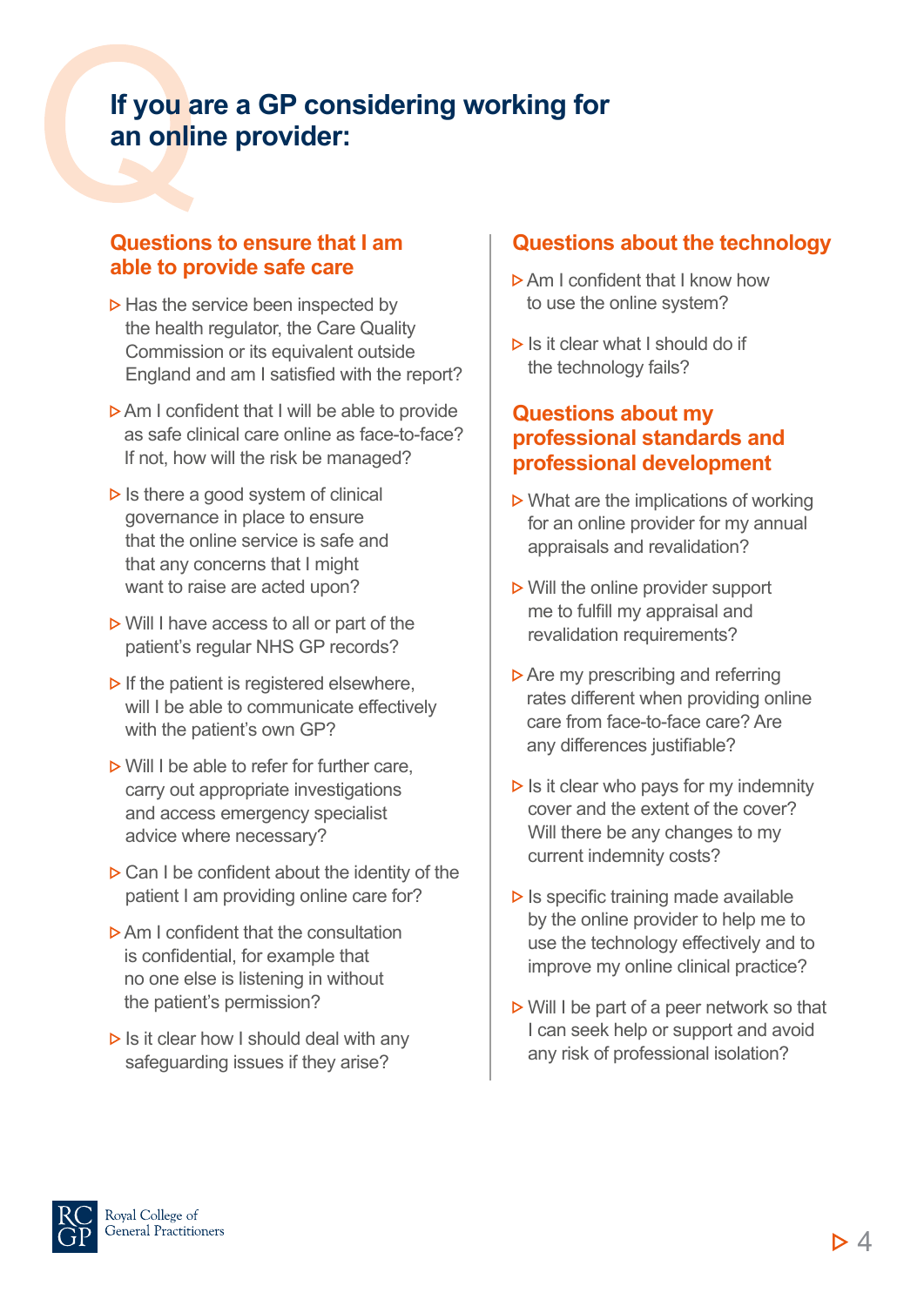# If you are a GP considering working for an online provider:

## Questions to ensure that I am able to provide safe care

- Has the service been inspected by the health regulator, the Care Quality Commission or its equivalent outside England and am I satisfied with the report?
- Am I confident that I will be able to provide as safe clinical care online as face-to-face? If not, how will the risk be managed?
- Is there a good system of clinical governance in place to ensure that the online service is safe and that any concerns that I might want to raise are acted upon?
- Will I have access to all or part of the patient's regular NHS GP records?
- If the patient is registered elsewhere, will I be able to communicate effectively with the patient's own GP?
- Will I be able to refer for further care, carry out appropriate investigations and access emergency specialist advice where necessary?
- Can I be confident about the identity of the patient I am providing online care for?
- Am I confident that the consultation is confidential, for example that no one else is listening in without the patient's permission?
- Is it clear how I should deal with any safeguarding issues if they arise?

## Questions about the technology

- Am I confident that I know how to use the online system?
- Is it clear what I should do if the technology fails?

## Questions about my professional standards and professional development

- What are the implications of working for an online provider for my annual appraisals and revalidation?
- Will the online provider support me to fulfill my appraisal and revalidation requirements?
- Are my prescribing and referring rates different when providing online care from face-to-face care? Are any differences justifiable?
- Is it clear who pays for my indemnity cover and the extent of the cover? Will there be any changes to my current indemnity costs?
- Is specific training made available by the online provider to help me to use the technology effectively and to improve my online clinical practice?
- Will I be part of a peer network so that I can seek help or support and avoid any risk of professional isolation?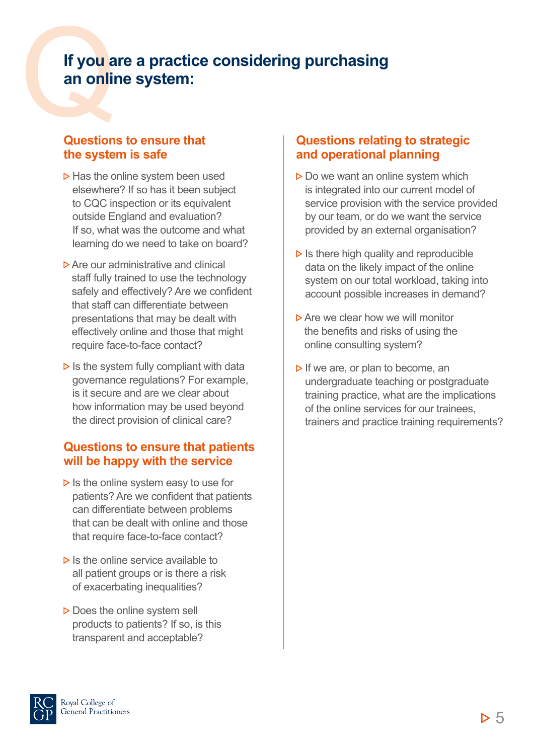# If you are a practice considering purchasing an online system:

## Questions to ensure that the system is safe

- Has the online system been used elsewhere? If so has it been subject to CQC inspection or its equivalent outside England and evaluation? If so, what was the outcome and what learning do we need to take on board?
- Are our administrative and clinical staff fully trained to use the technology safely and effectively? Are we confident that staff can differentiate between presentations that may be dealt with effectively online and those that might require face-to-face contact?
- Is the system fully compliant with data governance regulations? For example, is it secure and are we clear about how information may be used beyond the direct provision of clinical care?

## Questions to ensure that patients will be happy with the service

- Is the online system easy to use for patients? Are we confident that patients can differentiate between problems that can be dealt with online and those that require face-to-face contact?
- Is the online service available to all patient groups or is there a risk of exacerbating inequalities?
- Does the online system sell products to patients? If so, is this transparent and acceptable?

## Questions relating to strategic and operational planning

- Do we want an online system which is integrated into our current model of service provision with the service provided by our team, or do we want the service provided by an external organisation?
- Is there high quality and reproducible data on the likely impact of the online system on our total workload, taking into account possible increases in demand?
- Are we clear how we will monitor the benefits and risks of using the online consulting system?
- If we are, or plan to become, an undergraduate teaching or postgraduate training practice, what are the implications of the online services for our trainees, trainers and practice training requirements?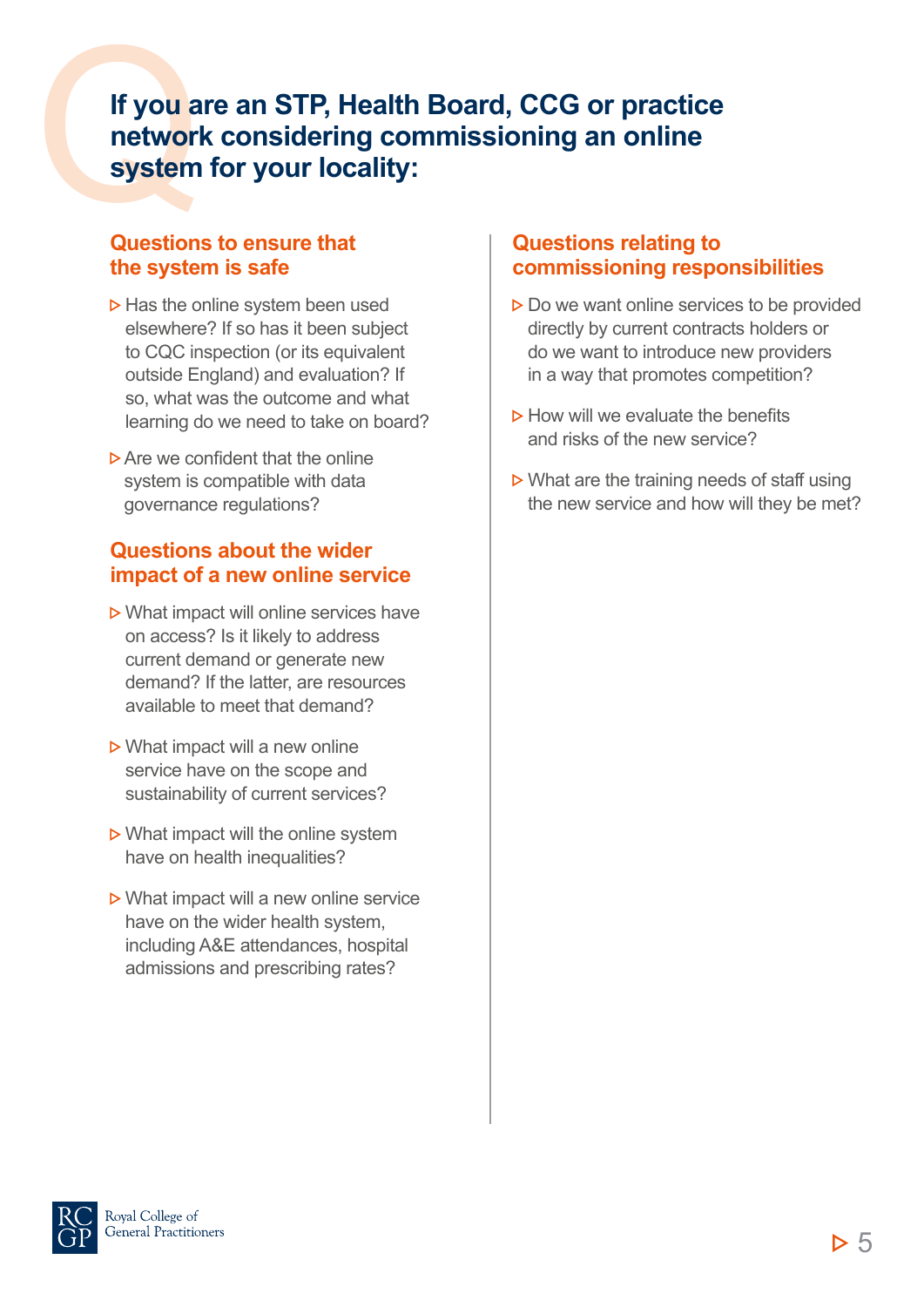## If you are an STP, Health Board, CCG or practice network considering commissioning an online system for your locality:

### Questions to ensure that the system is safe

- Has the online system been used elsewhere? If so has it been subject to CQC inspection (or its equivalent outside England) and evaluation? If so, what was the outcome and what learning do we need to take on board?
- Are we confident that the online system is compatible with data governance regulations?

### Questions about the wider impact of a new online service

- What impact will online services have on access? Is it likely to address current demand or generate new demand? If the latter, are resources available to meet that demand?
- What impact will a new online service have on the scope and sustainability of current services?
- What impact will the online system have on health inequalities?
- What impact will a new online service have on the wider health system, including A&E attendances, hospital admissions and prescribing rates?

### Questions relating to commissioning responsibilities

- Do we want online services to be provided directly by current contracts holders or do we want to introduce new providers in a way that promotes competition?
- How will we evaluate the benefits and risks of the new service?
- What are the training needs of staff using the new service and how will they be met?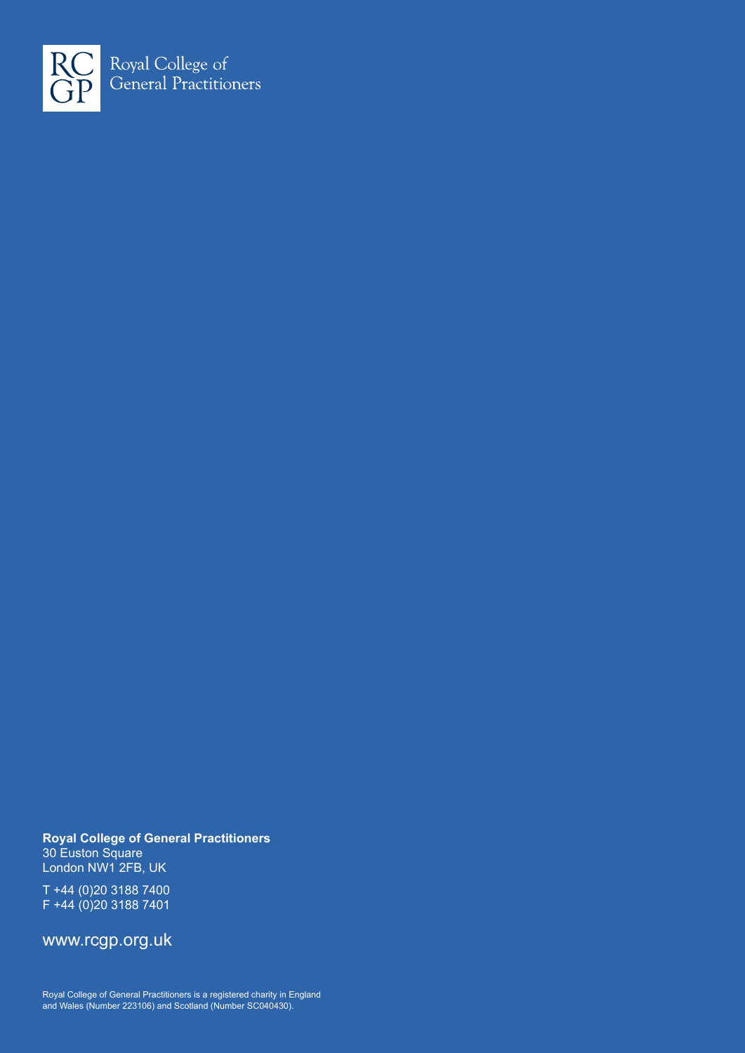RC GP Royal College of General Practitioners

**Royal College of General Practitioners**
30 Euston Square
London NW1 2FB, UK

T +44 (0)20 3188 7400
F +44 (0)20 3188 7401

www.rcgp.org.uk

Royal College of General Practitioners is a registered charity in England and Wales (Number 223106) and Scotland (Number SC040430).